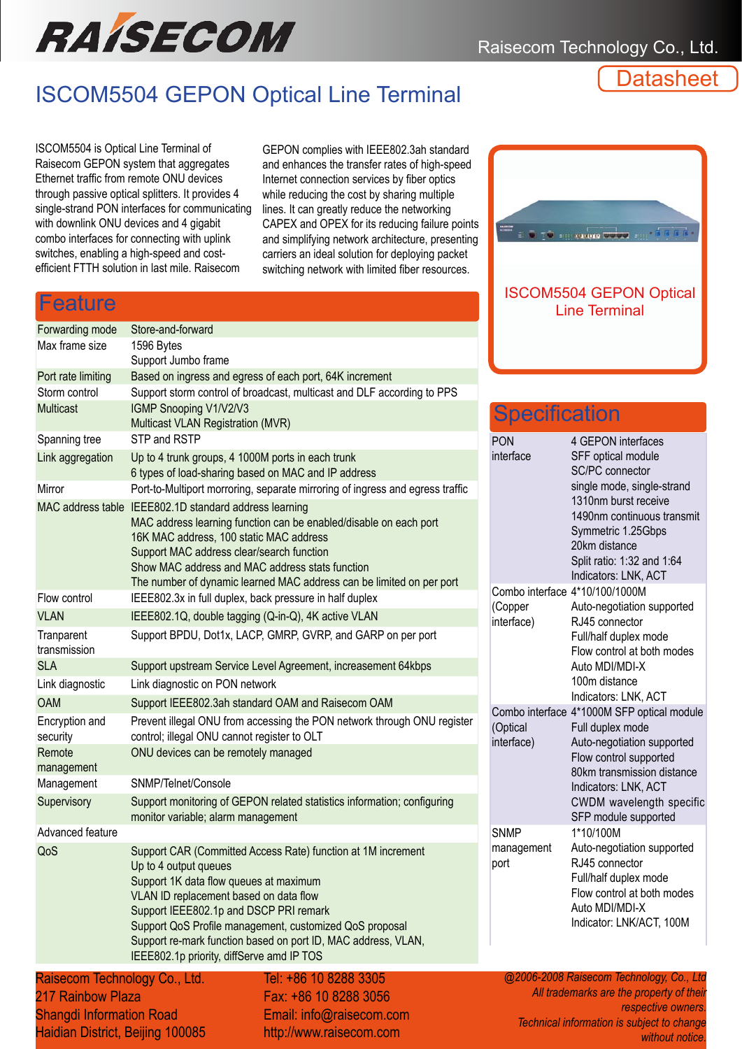Raisecom Technology Co., Ltd.

Datasheet

# ISCOM5504 GEPON Optical Line Terminal

ISCOM5504 is Optical Line Terminal of Raisecom GEPON system that aggregates Ethernet traffic from remote ONU devices through passive optical splitters. It provides 4 single-strand PON interfaces for communicating with downlink ONU devices and 4 gigabit combo interfaces for connecting with uplink switches, enabling a high-speed and cost-efficient FTTH solution in last mile. Raisecom GEPON complies with IEEE802.3ah standard and enhances the transfer rates of high-speed Internet connection services by fiber optics while reducing the cost by sharing multiple lines. It can greatly reduce the networking CAPEX and OPEX for its reducing failure points and simplifying network architecture, presenting carriers an ideal solution for deploying packet switching network with limited fiber resources.

ISCOM5504 GEPON Optical Line Terminal

## Feature

| | |
|---|---|
| Forwarding mode | Store-and-forward |
| Max frame size | 1596 Bytes<br>Support Jumbo frame |
| Port rate limiting | Based on ingress and egress of each port, 64K increment |
| Storm control | Support storm control of broadcast, multicast and DLF according to PPS |
| Multicast | IGMP Snooping V1/V2/V3<br>Multicast VLAN Registration (MVR) |
| Spanning tree | STP and RSTP |
| Link aggregation | Up to 4 trunk groups, 4 1000M ports in each trunk<br>6 types of load-sharing based on MAC and IP address |
| Mirror | Port-to-Multiport morroring, separate mirroring of ingress and egress traffic |
| MAC address table | IEEE802.1D standard address learning<br>MAC address learning function can be enabled/disable on each port<br>16K MAC address, 100 static MAC address<br>Support MAC address clear/search function<br>Show MAC address and MAC address stats function<br>The number of dynamic learned MAC address can be limited on per port |
| Flow control | IEEE802.3x in full duplex, back pressure in half duplex |
| VLAN | IEEE802.1Q, double tagging (Q-in-Q), 4K active VLAN |
| Tranparent transmission | Support BPDU, Dot1x, LACP, GMRP, GVRP, and GARP on per port |
| SLA | Support upstream Service Level Agreement, increasement 64kbps |
| Link diagnostic | Link diagnostic on PON network |
| OAM | Support IEEE802.3ah standard OAM and Raisecom OAM |
| Encryption and security | Prevent illegal ONU from accessing the PON network through ONU register control; illegal ONU cannot register to OLT |
| Remote management | ONU devices can be remotely managed |
| Management | SNMP/Telnet/Console |
| Supervisory | Support monitoring of GEPON related statistics information; configuring monitor variable; alarm management |
| Advanced feature | |
| QoS | Support CAR (Committed Access Rate) function at 1M increment<br>Up to 4 output queues<br>Support 1K data flow queues at maximum<br>VLAN ID replacement based on data flow<br>Support IEEE802.1p and DSCP PRI remark<br>Support QoS Profile management, customized QoS proposal<br>Support re-mark function based on port ID, MAC address, VLAN, IEEE802.1p priority, diffServe amd IP TOS |

## Specification

| | |
|---|---|
| PON interface | 4 GEPON interfaces<br>SFF optical module<br>SC/PC connector<br>single mode, single-strand<br>1310nm burst receive<br>1490nm continuous transmit<br>Symmetric 1.25Gbps<br>20km distance<br>Split ratio: 1:32 and 1:64<br>Indicators: LNK, ACT |
| Combo interface (Copper interface) | 4*10/100/1000M<br>Auto-negotiation supported<br>RJ45 connector<br>Full/half duplex mode<br>Flow control at both modes<br>Auto MDI/MDI-X<br>100m distance<br>Indicators: LNK, ACT |
| Combo interface (Optical interface) | 4*1000M SFP optical module<br>Full duplex mode<br>Auto-negotiation supported<br>Flow control supported<br>80km transmission distance<br>Indicators: LNK, ACT<br>CWDM wavelength specific SFP module supported |
| SNMP management port | 1*10/100M<br>Auto-negotiation supported<br>RJ45 connector<br>Full/half duplex mode<br>Flow control at both modes<br>Auto MDI/MDI-X<br>Indicator: LNK/ACT, 100M |

Raisecom Technology Co., Ltd.
217 Rainbow Plaza
Shangdi Information Road
Haidian District, Beijing 100085

Tel: +86 10 8288 3305
Fax: +86 10 8288 3056
Email: info@raisecom.com
http://www.raisecom.com

*@2006-2008 Raisecom Technology, Co., Ltd*
*All trademarks are the property of their respective owners.*
*Technical information is subject to change without notice.*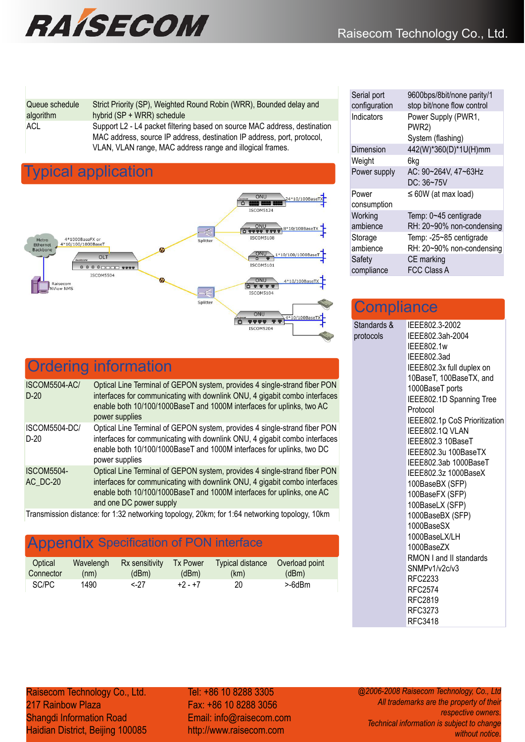| | |
|---|---|
| Queue schedule algorithm | Strict Priority (SP), Weighted Round Robin (WRR), Bounded delay and hybrid (SP + WRR) schedule |
| ACL | Support L2 - L4 packet filtering based on source MAC address, destination MAC address, source IP address, destination IP address, port, protocol, VLAN, VLAN range, MAC address range and illogical frames. |

## Typical application

Metro Ethernet Backbone
4*1000BaseFX or 4*10/100/1000BaseT
OLT
ISCOM5504
Raisecom NView NMS
Splitter
Splitter
ONU
24*10/100BaseTX
ISCOM5124
ONU
8*10/100BaseTX
ISCOM5108
ONU
1*10/100/1000BaseT
ISCOM5101
ONU
4*10/100BaseTX
ISCOM5104
ONU
4*10/100BaseTX
ISCOM5204

## Ordering information

| | |
|---|---|
| ISCOM5504-AC/D-20 | Optical Line Terminal of GEPON system, provides 4 single-strand fiber PON interfaces for communicating with downlink ONU, 4 gigabit combo interfaces enable both 10/100/1000BaseT and 1000M interfaces for uplinks, two AC power supplies |
| ISCOM5504-DC/D-20 | Optical Line Terminal of GEPON system, provides 4 single-strand fiber PON interfaces for communicating with downlink ONU, 4 gigabit combo interfaces enable both 10/100/1000BaseT and 1000M interfaces for uplinks, two DC power supplies |
| ISCOM5504-AC_DC-20 | Optical Line Terminal of GEPON system, provides 4 single-strand fiber PON interfaces for communicating with downlink ONU, 4 gigabit combo interfaces enable both 10/100/1000BaseT and 1000M interfaces for uplinks, one AC and one DC power supply |

Transmission distance: for 1:32 networking topology, 20km; for 1:64 networking topology, 10km

## Appendix Specification of PON interface

| Optical Connector | Wavelength (nm) | Rx sensitivity (dBm) | Tx Power (dBm) | Typical distance (km) | Overload point (dBm) |
|---|---|---|---|---|---|
| SC/PC | 1490 | <-27 | +2 - +7 | 20 | >-6dBm |

| | |
|---|---|
| Serial port configuration | 9600bps/8bit/none parity/1 stop bit/none flow control |
| Indicators | Power Supply (PWR1, PWR2)<br>System (flashing) |
| Dimension | 442(W)*360(D)*1U(H)mm |
| Weight | 6kg |
| Power supply | AC: 90~264V, 47~63Hz<br>DC: 36~75V |
| Power consumption | ≤ 60W (at max load) |
| Working ambience | Temp: 0~45 centigrade<br>RH: 20~90% non-condensing |
| Storage ambience | Temp: -25~85 centigrade<br>RH: 20~90% non-condensing |
| Safety compliance | CE marking<br>FCC Class A |

## Compliance

| | |
|---|---|
| Standards & protocols | IEEE802.3-2002<br>IEEE802.3ah-2004<br>IEEE802.1w<br>IEEE802.3ad<br>IEEE802.3x full duplex on 10BaseT, 100BaseTX, and 1000BaseT ports<br>IEEE802.1D Spanning Tree Protocol<br>IEEE802.1p CoS Prioritization<br>IEEE802.1Q VLAN<br>IEEE802.3 10BaseT<br>IEEE802.3u 100BaseTX<br>IEEE802.3ab 1000BaseT<br>IEEE802.3z 1000BaseX<br>100BaseBX (SFP)<br>100BaseFX (SFP)<br>100BaseLX (SFP)<br>1000BaseBX (SFP)<br>1000BaseSX<br>1000BaseLX/LH<br>1000BaseZX<br>RMON I and II standards<br>SNMPv1/v2c/v3<br>RFC2233<br>RFC2574<br>RFC2819<br>RFC3273<br>RFC3418 |

Raisecom Technology Co., Ltd.
217 Rainbow Plaza
Shangdi Information Road
Haidian District, Beijing 100085

Tel: +86 10 8288 3305
Fax: +86 10 8288 3056
Email: info@raisecom.com
http://www.raisecom.com

*@2006-2008 Raisecom Technology, Co., Ltd*
*All trademarks are the property of their respective owners.*
*Technical information is subject to change without notice.*